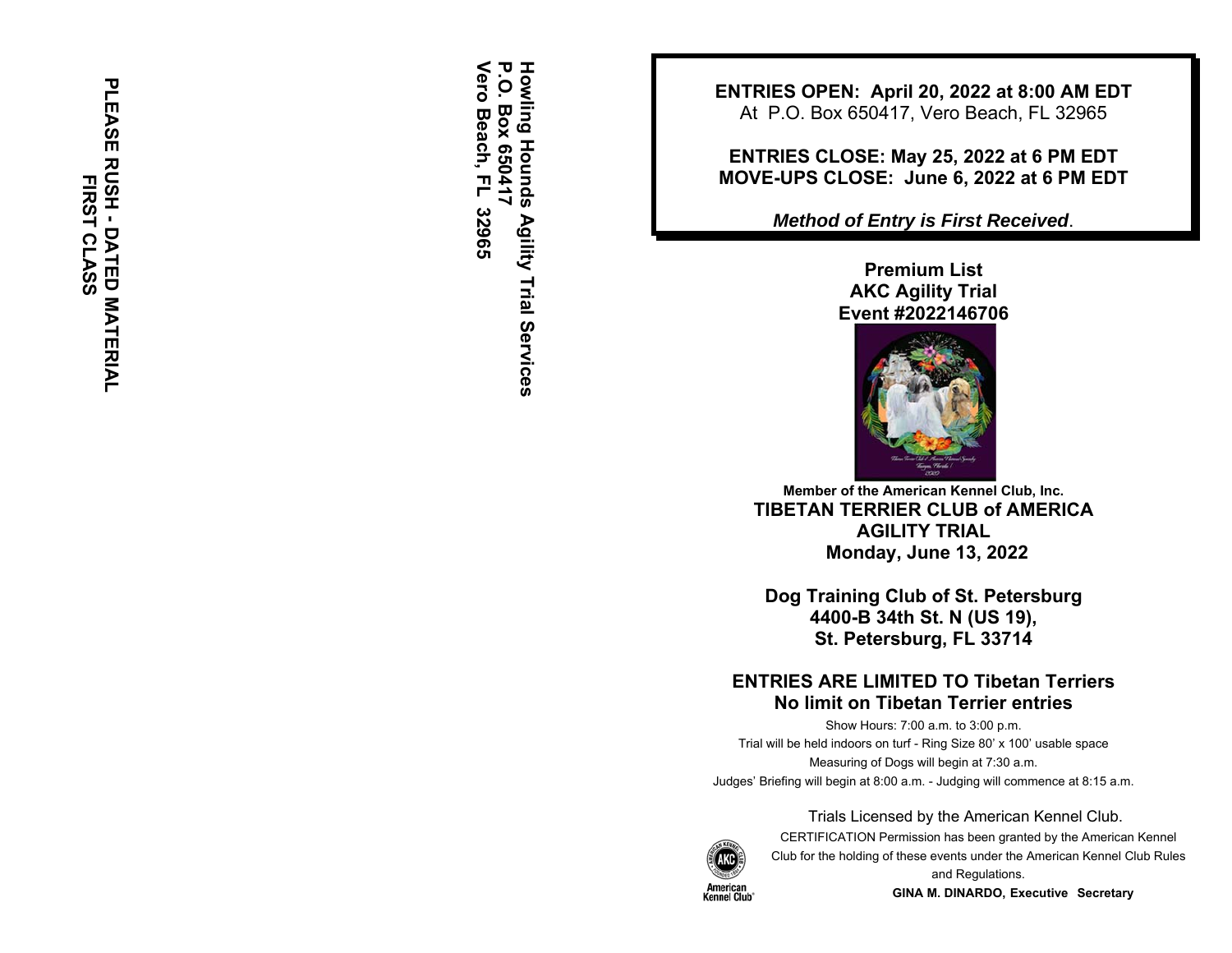PLEASE RUSH - DATED MATERIAL
FIRST CLASS

**Howling Hounds Agility Trial Services**
**P.O. Box 650417**
**Vero Beach, FL 32965**

**ENTRIES OPEN: April 20, 2022 at 8:00 AM EDT**
At P.O. Box 650417, Vero Beach, FL 32965

**ENTRIES CLOSE: May 25, 2022 at 6 PM EDT**
**MOVE-UPS CLOSE: June 6, 2022 at 6 PM EDT**

***Method of Entry is First Received*.**

# Premium List
## AKC Agility Trial
## Event #2022146706

**Member of the American Kennel Club, Inc.**

## TIBETAN TERRIER CLUB of AMERICA
## AGILITY TRIAL
## Monday, June 13, 2022

**Dog Training Club of St. Petersburg**
**4400-B 34th St. N (US 19),**
**St. Petersburg, FL 33714**

**ENTRIES ARE LIMITED TO Tibetan Terriers**
**No limit on Tibetan Terrier entries**

Show Hours: 7:00 a.m. to 3:00 p.m.
Trial will be held indoors on turf - Ring Size 80' x 100' usable space
Measuring of Dogs will begin at 7:30 a.m.
Judges' Briefing will begin at 8:00 a.m. - Judging will commence at 8:15 a.m.

Trials Licensed by the American Kennel Club.

CERTIFICATION Permission has been granted by the American Kennel Club for the holding of these events under the American Kennel Club Rules and Regulations.

**GINA M. DINARDO, Executive Secretary**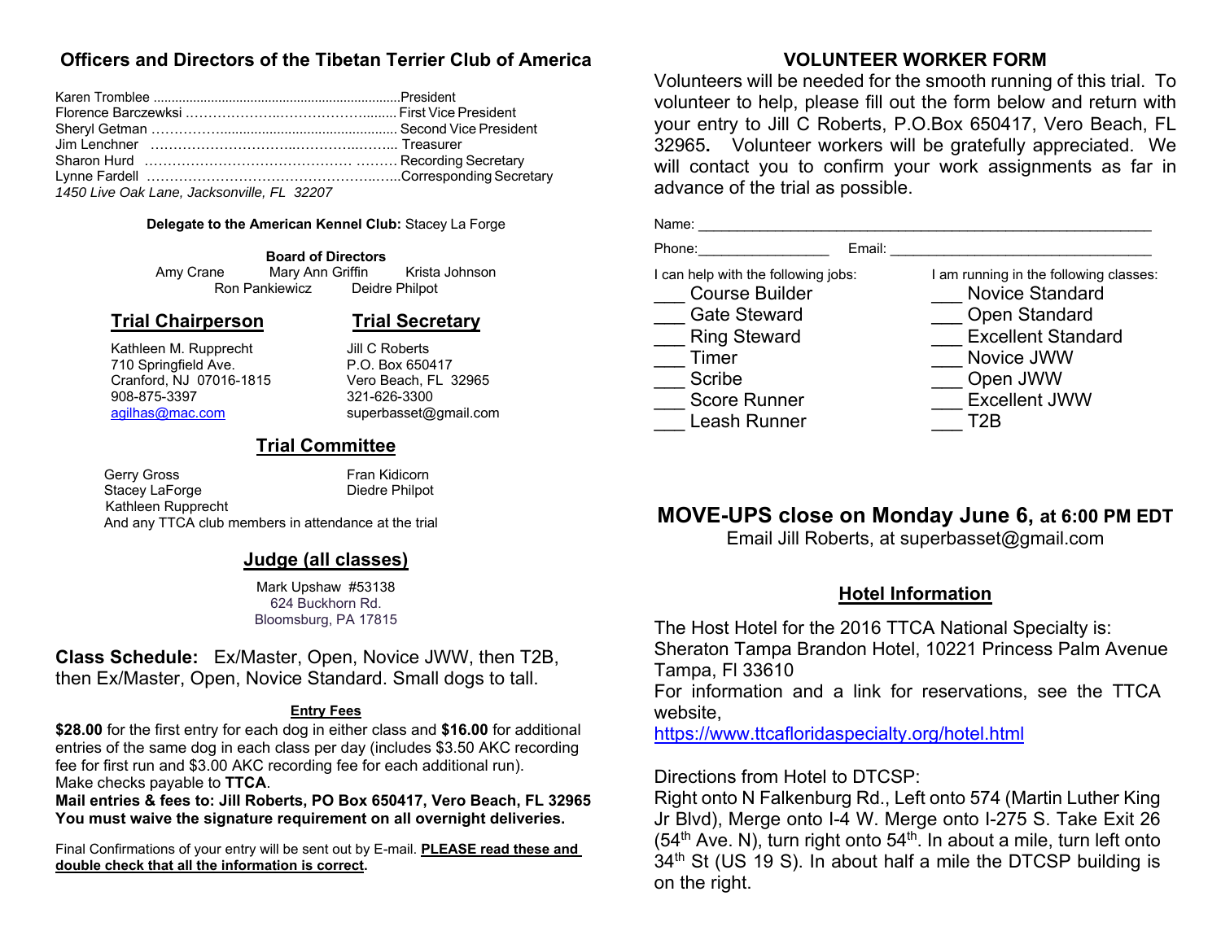## Officers and Directors of the Tibetan Terrier Club of America

Karen Tromblee ..................................................................President
Florence Barczewksi …………………..…………………........ First Vice President
Sheryl Getman ……………............................................... Second Vice President
Jim Lenchner ………………………………..…………..……... Treasurer
Sharon Hurd …………………………………….. ……… Recording Secretary
Lynne Fardell ………………………………………………..…...Corresponding Secretary
*1450 Live Oak Lane, Jacksonville, FL 32207*

**Delegate to the American Kennel Club:** Stacey La Forge

**Board of Directors**
Amy Crane Mary Ann Griffin Krista Johnson
Ron Pankiewicz Deidre Philpot

### Trial Chairperson

Kathleen M. Rupprecht
710 Springfield Ave.
Cranford, NJ 07016-1815
908-875-3397
agilhas@mac.com

### Trial Secretary

Jill C Roberts
P.O. Box 650417
Vero Beach, FL 32965
321-626-3300
superbasset@gmail.com

### Trial Committee

Gerry Gross
Fran Kidicorn
Stacey LaForge
Diedre Philpot
Kathleen Rupprecht
And any TTCA club members in attendance at the trial

### Judge (all classes)

Mark Upshaw #53138
624 Buckhorn Rd.
Bloomsburg, PA 17815

**Class Schedule:** Ex/Master, Open, Novice JWW, then T2B, then Ex/Master, Open, Novice Standard. Small dogs to tall.

#### Entry Fees

**$28.00** for the first entry for each dog in either class and **$16.00** for additional entries of the same dog in each class per day (includes $3.50 AKC recording fee for first run and $3.00 AKC recording fee for each additional run).
Make checks payable to **TTCA**.
**Mail entries & fees to: Jill Roberts, PO Box 650417, Vero Beach, FL 32965**
**You must waive the signature requirement on all overnight deliveries.**

Final Confirmations of your entry will be sent out by E-mail. **PLEASE read these and double check that all the information is correct.**

## VOLUNTEER WORKER FORM

Volunteers will be needed for the smooth running of this trial. To volunteer to help, please fill out the form below and return with your entry to Jill C Roberts, P.O.Box 650417, Vero Beach, FL 32965**.** Volunteer workers will be gratefully appreciated. We will contact you to confirm your work assignments as far in advance of the trial as possible.

Name: ____________________________________________________________

Phone:________________ Email: ________________________________

I can help with the following jobs:
___ Course Builder
___ Gate Steward
___ Ring Steward
___ Timer
___ Scribe
___ Score Runner
___ Leash Runner

I am running in the following classes:
___ Novice Standard
___ Open Standard
___ Excellent Standard
___ Novice JWW
___ Open JWW
___ Excellent JWW
___ T2B

## MOVE-UPS close on Monday June 6, at 6:00 PM EDT

Email Jill Roberts, at superbasset@gmail.com

### Hotel Information

The Host Hotel for the 2016 TTCA National Specialty is:
Sheraton Tampa Brandon Hotel, 10221 Princess Palm Avenue Tampa, Fl 33610
For information and a link for reservations, see the TTCA website,
https://www.ttcafloridaspecialty.org/hotel.html

Directions from Hotel to DTCSP:
Right onto N Falkenburg Rd., Left onto 574 (Martin Luther King Jr Blvd), Merge onto I-4 W. Merge onto I-275 S. Take Exit 26 (54th Ave. N), turn right onto 54th. In about a mile, turn left onto 34th St (US 19 S). In about half a mile the DTCSP building is on the right.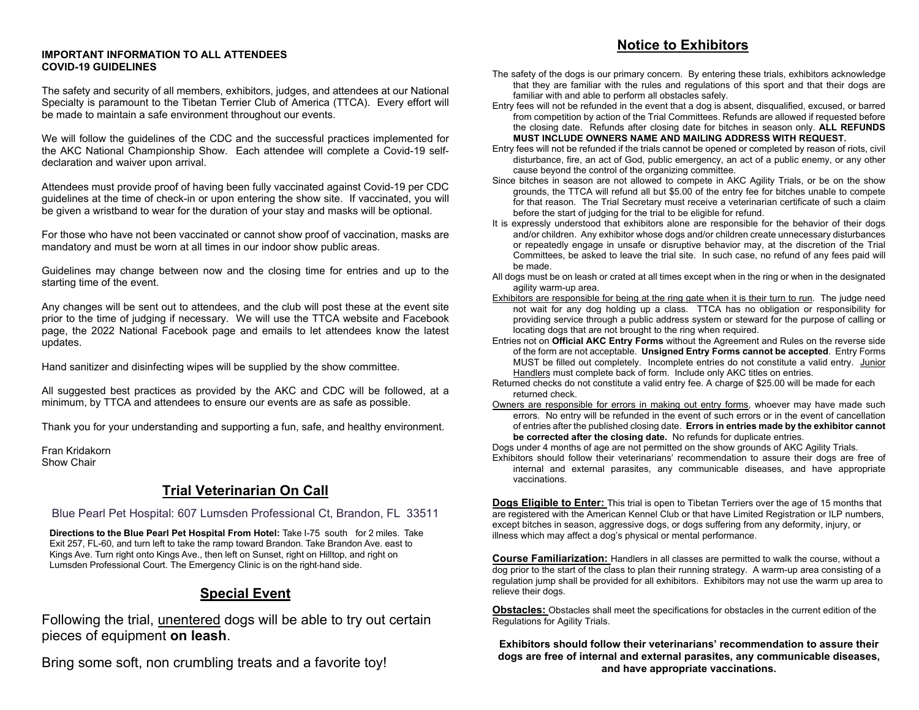**IMPORTANT INFORMATION TO ALL ATTENDEES**
**COVID-19 GUIDELINES**

The safety and security of all members, exhibitors, judges, and attendees at our National Specialty is paramount to the Tibetan Terrier Club of America (TTCA). Every effort will be made to maintain a safe environment throughout our events.

We will follow the guidelines of the CDC and the successful practices implemented for the AKC National Championship Show. Each attendee will complete a Covid-19 self-declaration and waiver upon arrival.

Attendees must provide proof of having been fully vaccinated against Covid-19 per CDC guidelines at the time of check-in or upon entering the show site. If vaccinated, you will be given a wristband to wear for the duration of your stay and masks will be optional.

For those who have not been vaccinated or cannot show proof of vaccination, masks are mandatory and must be worn at all times in our indoor show public areas.

Guidelines may change between now and the closing time for entries and up to the starting time of the event.

Any changes will be sent out to attendees, and the club will post these at the event site prior to the time of judging if necessary. We will use the TTCA website and Facebook page, the 2022 National Facebook page and emails to let attendees know the latest updates.

Hand sanitizer and disinfecting wipes will be supplied by the show committee.

All suggested best practices as provided by the AKC and CDC will be followed, at a minimum, by TTCA and attendees to ensure our events are as safe as possible.

Thank you for your understanding and supporting a fun, safe, and healthy environment.

Fran Kridakorn
Show Chair

## Trial Veterinarian On Call

Blue Pearl Pet Hospital: 607 Lumsden Professional Ct, Brandon, FL 33511

**Directions to the Blue Pearl Pet Hospital From Hotel:** Take I-75 south for 2 miles. Take Exit 257, FL-60, and turn left to take the ramp toward Brandon. Take Brandon Ave. east to Kings Ave. Turn right onto Kings Ave., then left on Sunset, right on Hilltop, and right on Lumsden Professional Court. The Emergency Clinic is on the right-hand side.

## Special Event

Following the trial, unentered dogs will be able to try out certain pieces of equipment **on leash**.

Bring some soft, non crumbling treats and a favorite toy!

## Notice to Exhibitors

The safety of the dogs is our primary concern. By entering these trials, exhibitors acknowledge that they are familiar with the rules and regulations of this sport and that their dogs are familiar with and able to perform all obstacles safely.

Entry fees will not be refunded in the event that a dog is absent, disqualified, excused, or barred from competition by action of the Trial Committees. Refunds are allowed if requested before the closing date. Refunds after closing date for bitches in season only. **ALL REFUNDS MUST INCLUDE OWNERS NAME AND MAILING ADDRESS WITH REQUEST.**

Entry fees will not be refunded if the trials cannot be opened or completed by reason of riots, civil disturbance, fire, an act of God, public emergency, an act of a public enemy, or any other cause beyond the control of the organizing committee.

Since bitches in season are not allowed to compete in AKC Agility Trials, or be on the show grounds, the TTCA will refund all but $5.00 of the entry fee for bitches unable to compete for that reason. The Trial Secretary must receive a veterinarian certificate of such a claim before the start of judging for the trial to be eligible for refund.

It is expressly understood that exhibitors alone are responsible for the behavior of their dogs and/or children. Any exhibitor whose dogs and/or children create unnecessary disturbances or repeatedly engage in unsafe or disruptive behavior may, at the discretion of the Trial Committees, be asked to leave the trial site. In such case, no refund of any fees paid will be made.

All dogs must be on leash or crated at all times except when in the ring or when in the designated agility warm-up area.

Exhibitors are responsible for being at the ring gate when it is their turn to run. The judge need not wait for any dog holding up a class. TTCA has no obligation or responsibility for providing service through a public address system or steward for the purpose of calling or locating dogs that are not brought to the ring when required.

Entries not on **Official AKC Entry Forms** without the Agreement and Rules on the reverse side of the form are not acceptable. **Unsigned Entry Forms cannot be accepted**. Entry Forms MUST be filled out completely. Incomplete entries do not constitute a valid entry. Junior Handlers must complete back of form. Include only AKC titles on entries.

Returned checks do not constitute a valid entry fee. A charge of $25.00 will be made for each returned check.

Owners are responsible for errors in making out entry forms, whoever may have made such errors. No entry will be refunded in the event of such errors or in the event of cancellation of entries after the published closing date. **Errors in entries made by the exhibitor cannot be corrected after the closing date.** No refunds for duplicate entries.

Dogs under 4 months of age are not permitted on the show grounds of AKC Agility Trials.

Exhibitors should follow their veterinarians' recommendation to assure their dogs are free of internal and external parasites, any communicable diseases, and have appropriate vaccinations.

**Dogs Eligible to Enter:** This trial is open to Tibetan Terriers over the age of 15 months that are registered with the American Kennel Club or that have Limited Registration or ILP numbers, except bitches in season, aggressive dogs, or dogs suffering from any deformity, injury, or illness which may affect a dog's physical or mental performance.

**Course Familiarization:** Handlers in all classes are permitted to walk the course, without a dog prior to the start of the class to plan their running strategy. A warm-up area consisting of a regulation jump shall be provided for all exhibitors. Exhibitors may not use the warm up area to relieve their dogs.

**Obstacles:** Obstacles shall meet the specifications for obstacles in the current edition of the Regulations for Agility Trials.

**Exhibitors should follow their veterinarians' recommendation to assure their dogs are free of internal and external parasites, any communicable diseases, and have appropriate vaccinations.**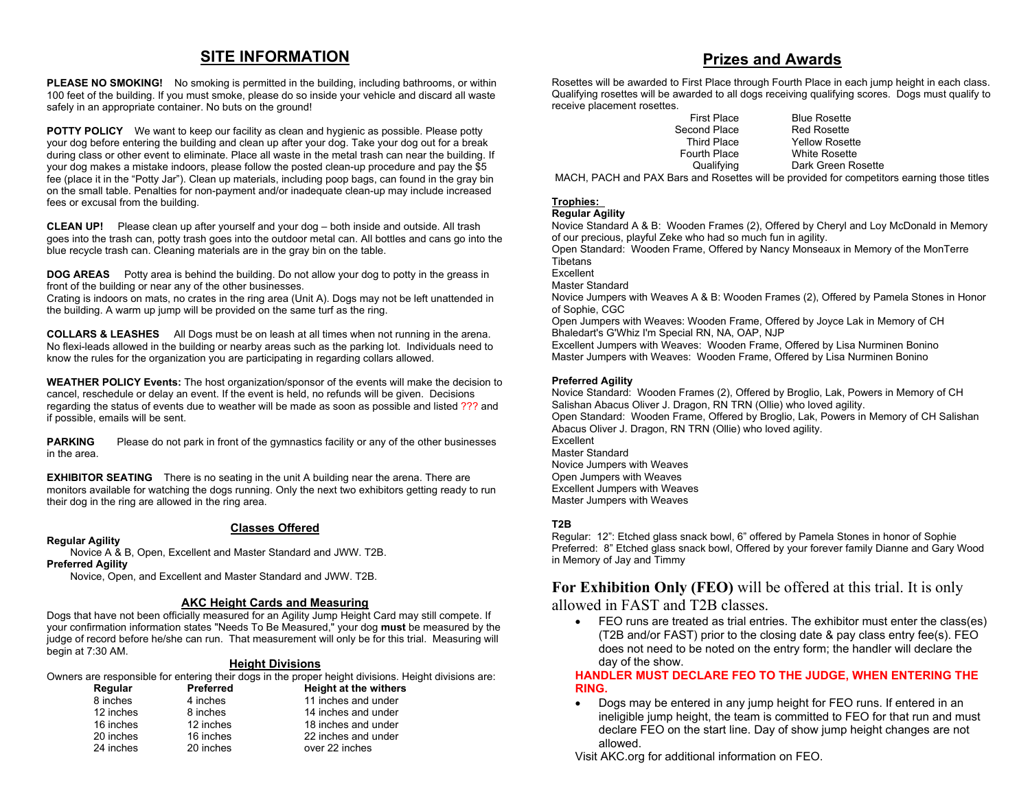## SITE INFORMATION

**PLEASE NO SMOKING!** No smoking is permitted in the building, including bathrooms, or within 100 feet of the building. If you must smoke, please do so inside your vehicle and discard all waste safely in an appropriate container. No buts on the ground!

**POTTY POLICY** We want to keep our facility as clean and hygienic as possible. Please potty your dog before entering the building and clean up after your dog. Take your dog out for a break during class or other event to eliminate. Place all waste in the metal trash can near the building. If your dog makes a mistake indoors, please follow the posted clean-up procedure and pay the $5 fee (place it in the "Potty Jar"). Clean up materials, including poop bags, can found in the gray bin on the small table. Penalties for non-payment and/or inadequate clean-up may include increased fees or excusal from the building.

**CLEAN UP!** Please clean up after yourself and your dog – both inside and outside. All trash goes into the trash can, potty trash goes into the outdoor metal can. All bottles and cans go into the blue recycle trash can. Cleaning materials are in the gray bin on the table.

**DOG AREAS** Potty area is behind the building. Do not allow your dog to potty in the greass in front of the building or near any of the other businesses.
Crating is indoors on mats, no crates in the ring area (Unit A). Dogs may not be left unattended in the building. A warm up jump will be provided on the same turf as the ring.

**COLLARS & LEASHES** All Dogs must be on leash at all times when not running in the arena. No flexi-leads allowed in the building or nearby areas such as the parking lot. Individuals need to know the rules for the organization you are participating in regarding collars allowed.

**WEATHER POLICY Events:** The host organization/sponsor of the events will make the decision to cancel, reschedule or delay an event. If the event is held, no refunds will be given. Decisions regarding the status of events due to weather will be made as soon as possible and listed ??? and if possible, emails will be sent.

**PARKING** Please do not park in front of the gymnastics facility or any of the other businesses in the area.

**EXHIBITOR SEATING** There is no seating in the unit A building near the arena. There are monitors available for watching the dogs running. Only the next two exhibitors getting ready to run their dog in the ring are allowed in the ring area.

### Classes Offered

**Regular Agility**
Novice A & B, Open, Excellent and Master Standard and JWW. T2B.
**Preferred Agility**
Novice, Open, and Excellent and Master Standard and JWW. T2B.

### AKC Height Cards and Measuring

Dogs that have not been officially measured for an Agility Jump Height Card may still compete. If your confirmation information states "Needs To Be Measured," your dog **must** be measured by the judge of record before he/she can run. That measurement will only be for this trial. Measuring will begin at 7:30 AM.

### Height Divisions

Owners are responsible for entering their dogs in the proper height divisions. Height divisions are:

| Regular | Preferred | Height at the withers |
|---|---|---|
| 8 inches | 4 inches | 11 inches and under |
| 12 inches | 8 inches | 14 inches and under |
| 16 inches | 12 inches | 18 inches and under |
| 20 inches | 16 inches | 22 inches and under |
| 24 inches | 20 inches | over 22 inches |

## Prizes and Awards

Rosettes will be awarded to First Place through Fourth Place in each jump height in each class. Qualifying rosettes will be awarded to all dogs receiving qualifying scores. Dogs must qualify to receive placement rosettes.

| | |
|---|---|
| First Place | Blue Rosette |
| Second Place | Red Rosette |
| Third Place | Yellow Rosette |
| Fourth Place | White Rosette |
| Qualifying | Dark Green Rosette |

MACH, PACH and PAX Bars and Rosettes will be provided for competitors earning those titles

**Trophies:**

**Regular Agility**
Novice Standard A & B: Wooden Frames (2), Offered by Cheryl and Loy McDonald in Memory of our precious, playful Zeke who had so much fun in agility.
Open Standard: Wooden Frame, Offered by Nancy Monseaux in Memory of the MonTerre Tibetans
Excellent
Master Standard
Novice Jumpers with Weaves A & B: Wooden Frames (2), Offered by Pamela Stones in Honor of Sophie, CGC
Open Jumpers with Weaves: Wooden Frame, Offered by Joyce Lak in Memory of CH Bhaledart's G'Whiz I'm Special RN, NA, OAP, NJP
Excellent Jumpers with Weaves: Wooden Frame, Offered by Lisa Nurminen Bonino
Master Jumpers with Weaves: Wooden Frame, Offered by Lisa Nurminen Bonino

**Preferred Agility**
Novice Standard: Wooden Frames (2), Offered by Broglio, Lak, Powers in Memory of CH Salishan Abacus Oliver J. Dragon, RN TRN (Ollie) who loved agility.
Open Standard: Wooden Frame, Offered by Broglio, Lak, Powers in Memory of CH Salishan Abacus Oliver J. Dragon, RN TRN (Ollie) who loved agility.
Excellent
Master Standard
Novice Jumpers with Weaves
Open Jumpers with Weaves
Excellent Jumpers with Weaves
Master Jumpers with Weaves

**T2B**
Regular: 12": Etched glass snack bowl, 6" offered by Pamela Stones in honor of Sophie
Preferred: 8" Etched glass snack bowl, Offered by your forever family Dianne and Gary Wood in Memory of Jay and Timmy

**For Exhibition Only (FEO)** will be offered at this trial. It is only allowed in FAST and T2B classes.

- FEO runs are treated as trial entries. The exhibitor must enter the class(es) (T2B and/or FAST) prior to the closing date & pay class entry fee(s). FEO does not need to be noted on the entry form; the handler will declare the day of the show.

**HANDLER MUST DECLARE FEO TO THE JUDGE, WHEN ENTERING THE RING.**

- Dogs may be entered in any jump height for FEO runs. If entered in an ineligible jump height, the team is committed to FEO for that run and must declare FEO on the start line. Day of show jump height changes are not allowed.

Visit AKC.org for additional information on FEO.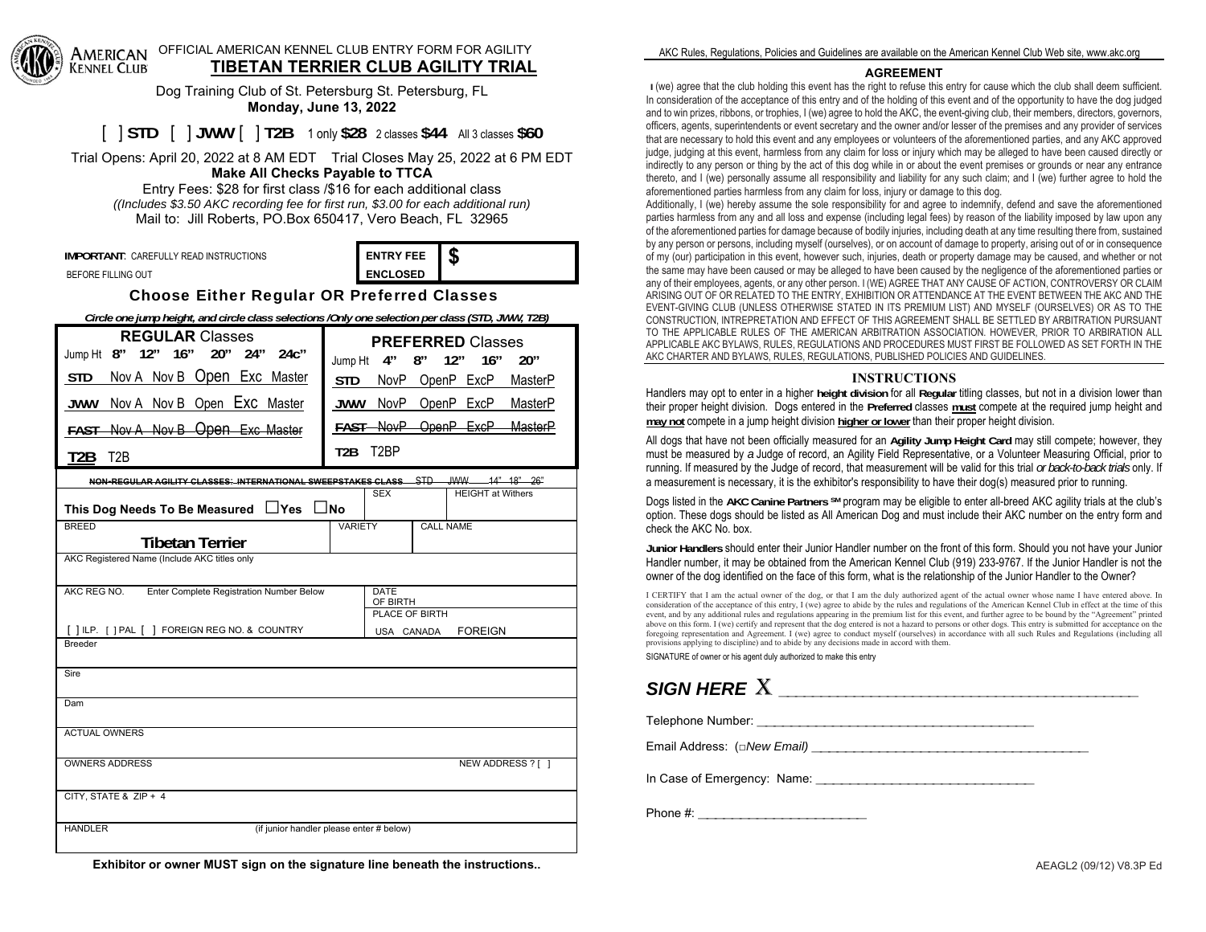AMERICAN KENNEL CLUB

OFFICIAL AMERICAN KENNEL CLUB ENTRY FORM FOR AGILITY

# TIBETAN TERRIER CLUB AGILITY TRIAL

Dog Training Club of St. Petersburg St. Petersburg, FL

**Monday, June 13, 2022**

[ ] **STD** [ ] **JWW** [ ] **T2B** 1 only **$28** 2 classes **$44** All 3 classes **$60**

Trial Opens: April 20, 2022 at 8 AM EDT Trial Closes May 25, 2022 at 6 PM EDT

**Make All Checks Payable to TTCA**

Entry Fees: $28 for first class /$16 for each additional class

*((Includes $3.50 AKC recording fee for first run, $3.00 for each additional run)*

Mail to: Jill Roberts, PO.Box 650417, Vero Beach, FL 32965

**IMPORTANT**: CAREFULLY READ INSTRUCTIONS BEFORE FILLING OUT

| ENTRY FEE ENCLOSED | $ |
|---|---|

## Choose Either Regular OR Preferred Classes

***Circle one jump height, and circle class selections /Only one selection per class (STD, JWW, T2B)***

| **REGULAR** Classes | **PREFERRED** Classes |
|---|---|
| Jump Ht **8" 12" 16" 20" 24" 24c"** | Jump Ht **4" 8" 12" 16" 20"** |
| **STD** Nov A Nov B Open Exc Master | **STD** NovP OpenP ExcP MasterP |
| **JWW** Nov A Nov B Open Exc Master | **JWW** NovP OpenP ExcP MasterP |
| ~~**FAST** Nov A Nov B Open Exc Master~~ | ~~**FAST** NovP OpenP ExcP MasterP~~ |
| **T2B** T2B | **T2B** T2BP |

~~NON-REGULAR AGILITY CLASSES: INTERNATIONAL SWEEPSTAKES CLASS STD JWW 14" 18" 26"~~

| | | |
|---|---|---|
| **This Dog Needs To Be Measured** ☐Yes ☐No | SEX | HEIGHT at Withers |
| BREED **Tibetan Terrier** | VARIETY | CALL NAME |
| AKC Registered Name (Include AKC titles only | | |
| AKC REG NO. Enter Complete Registration Number Below | DATE OF BIRTH | |
| [ ] ILP. [ ] PAL [ ] FOREIGN REG NO. & COUNTRY | PLACE OF BIRTH USA CANADA FOREIGN | |
| Breeder | | |
| Sire | | |
| Dam | | |
| ACTUAL OWNERS | | |
| OWNERS ADDRESS | | NEW ADDRESS ? [ ] |
| CITY, STATE & ZIP + 4 | | |
| HANDLER (if junior handler please enter # below) | | |

**Exhibitor or owner MUST sign on the signature line beneath the instructions..**

AKC Rules, Regulations, Policies and Guidelines are available on the American Kennel Club Web site, www.akc.org

## AGREEMENT

I (we) agree that the club holding this event has the right to refuse this entry for cause which the club shall deem sufficient. In consideration of the acceptance of this entry and of the holding of this event and of the opportunity to have the dog judged and to win prizes, ribbons, or trophies, I (we) agree to hold the AKC, the event-giving club, their members, directors, governors, officers, agents, superintendents or event secretary and the owner and/or lesser of the premises and any provider of services that are necessary to hold this event and any employees or volunteers of the aforementioned parties, and any AKC approved judge, judging at this event, harmless from any claim for loss or injury which may be alleged to have been caused directly or indirectly to any person or thing by the act of this dog while in or about the event premises or grounds or near any entrance thereto, and I (we) personally assume all responsibility and liability for any such claim; and I (we) further agree to hold the aforementioned parties harmless from any claim for loss, injury or damage to this dog.

Additionally, I (we) hereby assume the sole responsibility for and agree to indemnify, defend and save the aforementioned parties harmless from any and all loss and expense (including legal fees) by reason of the liability imposed by law upon any of the aforementioned parties for damage because of bodily injuries, including death at any time resulting there from, sustained by any person or persons, including myself (ourselves), or on account of damage to property, arising out of or in consequence of my (our) participation in this event, however such, injuries, death or property damage may be caused, and whether or not the same may have been caused or may be alleged to have been caused by the negligence of the aforementioned parties or any of their employees, agents, or any other person. I (WE) AGREE THAT ANY CAUSE OF ACTION, CONTROVERSY OR CLAIM ARISING OUT OF OR RELATED TO THE ENTRY, EXHIBITION OR ATTENDANCE AT THE EVENT BETWEEN THE AKC AND THE EVENT-GIVING CLUB (UNLESS OTHERWISE STATED IN ITS PREMIUM LIST) AND MYSELF (OURSELVES) OR AS TO THE CONSTRUCTION, INTREPRETATION AND EFFECT OF THIS AGREEMENT SHALL BE SETTLED BY ARBITRATION PURSUANT TO THE APPLICABLE RULES OF THE AMERICAN ARBITRATION ASSOCIATION. HOWEVER, PRIOR TO ARBIRATION ALL APPLICABLE AKC BYLAWS, RULES, REGULATIONS AND PROCEDURES MUST FIRST BE FOLLOWED AS SET FORTH IN THE AKC CHARTER AND BYLAWS, RULES, REGULATIONS, PUBLISHED POLICIES AND GUIDELINES.

## INSTRUCTIONS

Handlers may opt to enter in a higher **height division** for all **Regular** titling classes, but not in a division lower than their proper height division. Dogs entered in the **Preferred** classes **must** compete at the required jump height and **may not** compete in a jump height division **higher or lower** than their proper height division.

All dogs that have not been officially measured for an **Agility Jump Height Card** may still compete; however, they must be measured by *a* Judge of record, an Agility Field Representative, or a Volunteer Measuring Official, prior to running. If measured by the Judge of record, that measurement will be valid for this trial *or back-to-back trials* only. If a measurement is necessary, it is the exhibitor's responsibility to have their dog(s) measured prior to running.

Dogs listed in the **AKC Canine Partners** SM program may be eligible to enter all-breed AKC agility trials at the club's option. These dogs should be listed as All American Dog and must include their AKC number on the entry form and check the AKC No. box.

**Junior Handlers** should enter their Junior Handler number on the front of this form. Should you not have your Junior Handler number, it may be obtained from the American Kennel Club (919) 233-9767. If the Junior Handler is not the owner of the dog identified on the face of this form, what is the relationship of the Junior Handler to the Owner?

I CERTIFY that I am the actual owner of the dog, or that I am the duly authorized agent of the actual owner whose name I have entered above. In consideration of the acceptance of this entry, I (we) agree to abide by the rules and regulations of the American Kennel Club in effect at the time of this event, and by any additional rules and regulations appearing in the premium list for this event, and further agree to be bound by the "Agreement" printed above on this form. I (we) certify and represent that the dog entered is not a hazard to persons or other dogs. This entry is submitted for acceptance on the foregoing representation and Agreement. I (we) agree to conduct myself (ourselves) in accordance with all such Rules and Regulations (including all provisions applying to discipline) and to abide by any decisions made in accord with them.

SIGNATURE of owner or his agent duly authorized to make this entry

***SIGN HERE*** **X** ___________________________________________

Telephone Number: ____________________________________

Email Address: (☐*New Email)* ____________________________________

In Case of Emergency: Name: ______________________________

Phone #: ______________________

AEAGL2 (09/12) V8.3P Ed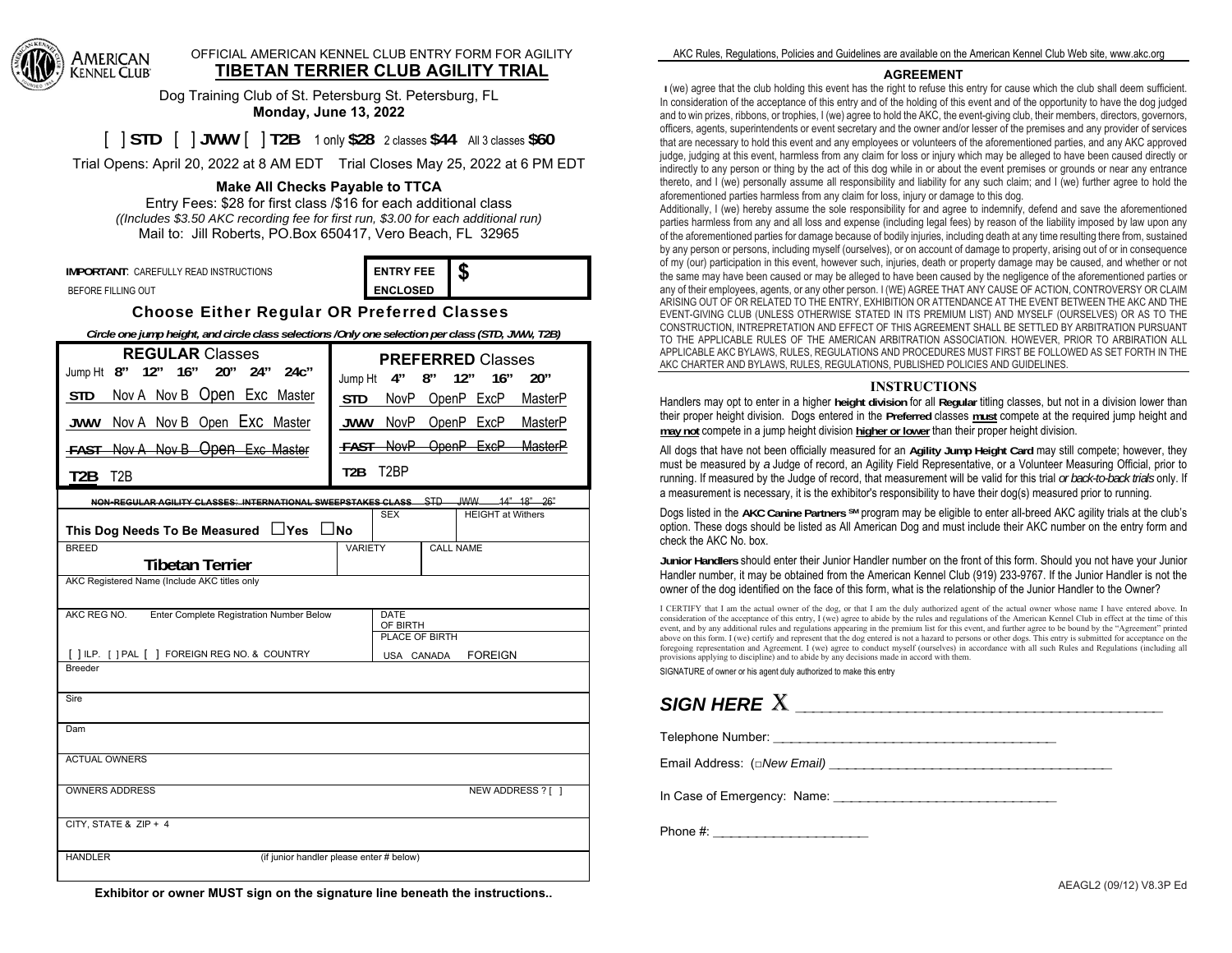AMERICAN KENNEL CLUB

OFFICIAL AMERICAN KENNEL CLUB ENTRY FORM FOR AGILITY

# TIBETAN TERRIER CLUB AGILITY TRIAL

Dog Training Club of St. Petersburg St. Petersburg, FL

**Monday, June 13, 2022**

[ ] **STD** [ ] **JWW** [ ] **T2B** 1 only **$28** 2 classes **$44** All 3 classes **$60**

Trial Opens: April 20, 2022 at 8 AM EDT Trial Closes May 25, 2022 at 6 PM EDT

**Make All Checks Payable to TTCA**

Entry Fees: $28 for first class /$16 for each additional class

*((Includes $3.50 AKC recording fee for first run, $3.00 for each additional run)*

Mail to: Jill Roberts, PO.Box 650417, Vero Beach, FL 32965

**IMPORTANT**: CAREFULLY READ INSTRUCTIONS BEFORE FILLING OUT

**ENTRY FEE ENCLOSED** $

## Choose Either Regular OR Preferred Classes

***Circle one jump height, and circle class selections /Only one selection per class (STD, JWW, T2B)***

| **REGULAR** Classes | **PREFERRED** Classes |
|---|---|
| Jump Ht **8" 12" 16" 20" 24" 24c"** | Jump Ht **4" 8" 12" 16" 20"** |
| **STD** Nov A Nov B Open Exc Master | **STD** NovP OpenP ExcP MasterP |
| **JWW** Nov A Nov B Open Exc Master | **JWW** NovP OpenP ExcP MasterP |
| ~~**FAST** Nov A Nov B Open Exc Master~~ | ~~**FAST** NovP OpenP ExcP MasterP~~ |
| **T2B** T2B | **T2B** T2BP |

~~NON-REGULAR AGILITY CLASSES: INTERNATIONAL SWEEPSTAKES CLASS STD JWW 14" 18" 26"~~

| | | | |
|---|---|---|---|
| **This Dog Needs To Be Measured** ☐Yes ☐No | | SEX | HEIGHT at Withers |
| BREED **Tibetan Terrier** | VARIETY | | CALL NAME |
| AKC Registered Name (Include AKC titles only | | | |
| AKC REG NO. Enter Complete Registration Number Below | | DATE OF BIRTH | |
| [ ] ILP. [ ] PAL [ ] FOREIGN REG NO. & COUNTRY | | PLACE OF BIRTH USA CANADA FOREIGN | |
| Breeder | | | |
| Sire | | | |
| Dam | | | |
| ACTUAL OWNERS | | | |
| OWNERS ADDRESS | | NEW ADDRESS ? [ ] | |
| CITY, STATE & ZIP + 4 | | | |
| HANDLER (if junior handler please enter # below) | | | |

**Exhibitor or owner MUST sign on the signature line beneath the instructions..**

AKC Rules, Regulations, Policies and Guidelines are available on the American Kennel Club Web site, www.akc.org

### AGREEMENT

I (we) agree that the club holding this event has the right to refuse this entry for cause which the club shall deem sufficient. In consideration of the acceptance of this entry and of the holding of this event and of the opportunity to have the dog judged and to win prizes, ribbons, or trophies, I (we) agree to hold the AKC, the event-giving club, their members, directors, governors, officers, agents, superintendents or event secretary and the owner and/or lesser of the premises and any provider of services that are necessary to hold this event and any employees or volunteers of the aforementioned parties, and any AKC approved judge, judging at this event, harmless from any claim for loss or injury which may be alleged to have been caused directly or indirectly to any person or thing by the act of this dog while in or about the event premises or grounds or near any entrance thereto, and I (we) personally assume all responsibility and liability for any such claim; and I (we) further agree to hold the aforementioned parties harmless from any claim for loss, injury or damage to this dog.

Additionally, I (we) hereby assume the sole responsibility for and agree to indemnify, defend and save the aforementioned parties harmless from any and all loss and expense (including legal fees) by reason of the liability imposed by law upon any of the aforementioned parties for damage because of bodily injuries, including death at any time resulting there from, sustained by any person or persons, including myself (ourselves), or on account of damage to property, arising out of or in consequence of my (our) participation in this event, however such, injuries, death or property damage may be caused, and whether or not the same may have been caused or may be alleged to have been caused by the negligence of the aforementioned parties or any of their employees, agents, or any other person. I (WE) AGREE THAT ANY CAUSE OF ACTION, CONTROVERSY OR CLAIM ARISING OUT OF OR RELATED TO THE ENTRY, EXHIBITION OR ATTENDANCE AT THE EVENT BETWEEN THE AKC AND THE EVENT-GIVING CLUB (UNLESS OTHERWISE STATED IN ITS PREMIUM LIST) AND MYSELF (OURSELVES) OR AS TO THE CONSTRUCTION, INTREPRETATION AND EFFECT OF THIS AGREEMENT SHALL BE SETTLED BY ARBITRATION PURSUANT TO THE APPLICABLE RULES OF THE AMERICAN ARBITRATION ASSOCIATION. HOWEVER, PRIOR TO ARBIRATION ALL APPLICABLE AKC BYLAWS, RULES, REGULATIONS AND PROCEDURES MUST FIRST BE FOLLOWED AS SET FORTH IN THE AKC CHARTER AND BYLAWS, RULES, REGULATIONS, PUBLISHED POLICIES AND GUIDELINES.

### INSTRUCTIONS

Handlers may opt to enter in a higher **height division** for all **Regular** titling classes, but not in a division lower than their proper height division. Dogs entered in the **Preferred** classes **must** compete at the required jump height and **may not** compete in a jump height division **higher or lower** than their proper height division.

All dogs that have not been officially measured for an **Agility Jump Height Card** may still compete; however, they must be measured by *a* Judge of record, an Agility Field Representative, or a Volunteer Measuring Official, prior to running. If measured by the Judge of record, that measurement will be valid for this trial *or back-to-back trials* only. If a measurement is necessary, it is the exhibitor's responsibility to have their dog(s) measured prior to running.

Dogs listed in the **AKC Canine Partners** SM program may be eligible to enter all-breed AKC agility trials at the club's option. These dogs should be listed as All American Dog and must include their AKC number on the entry form and check the AKC No. box.

**Junior Handlers** should enter their Junior Handler number on the front of this form. Should you not have your Junior Handler number, it may be obtained from the American Kennel Club (919) 233-9767. If the Junior Handler is not the owner of the dog identified on the face of this form, what is the relationship of the Junior Handler to the Owner?

I CERTIFY that I am the actual owner of the dog, or that I am the duly authorized agent of the actual owner whose name I have entered above. In consideration of the acceptance of this entry, I (we) agree to abide by the rules and regulations of the American Kennel Club in effect at the time of this event, and by any additional rules and regulations appearing in the premium list for this event, and further agree to be bound by the "Agreement" printed above on this form. I (we) certify and represent that the dog entered is not a hazard to persons or other dogs. This entry is submitted for acceptance on the foregoing representation and Agreement. I (we) agree to conduct myself (ourselves) in accordance with all such Rules and Regulations (including all provisions applying to discipline) and to abide by any decisions made in accord with them.

SIGNATURE of owner or his agent duly authorized to make this entry

***SIGN HERE*** X ________________________________________

Telephone Number: ________________________________________

Email Address: (□*New Email)* ________________________________________

In Case of Emergency: Name: ________________________________

Phone #: ______________________

AEAGL2 (09/12) V8.3P Ed